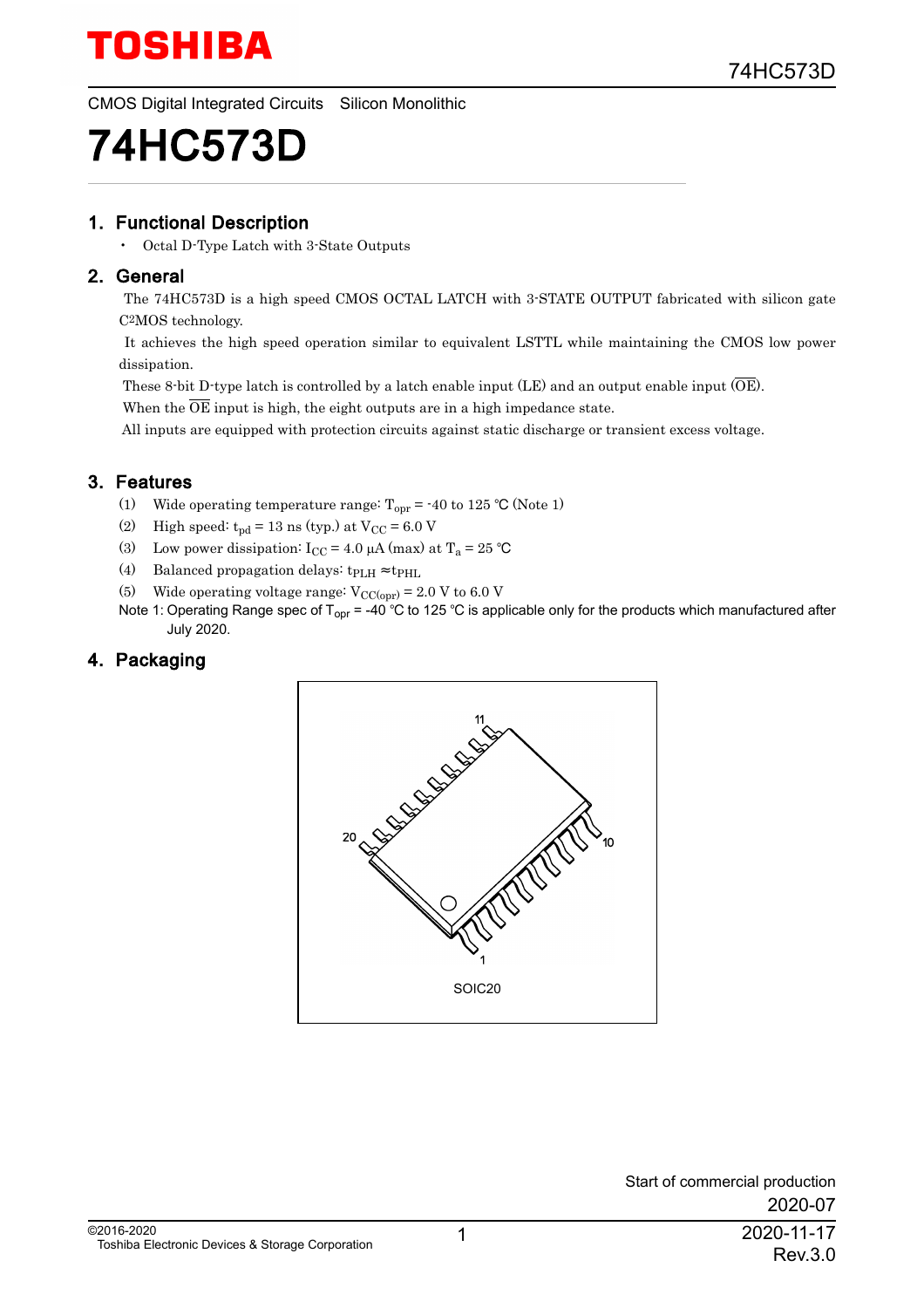# 74HC573D

CMOS Digital Integrated Circuits   Silicon Monolithic

## 1. Functional Description

- Octal D-Type Latch with 3-State Outputs

## 2. General

The 74HC573D is a high speed CMOS OCTAL LATCH with 3-STATE OUTPUT fabricated with silicon gate C²MOS technology.

It achieves the high speed operation similar to equivalent LSTTL while maintaining the CMOS low power dissipation.

These 8-bit D-type latch is controlled by a latch enable input (LE) and an output enable input ($\overline{OE}$).

When the $\overline{OE}$ input is high, the eight outputs are in a high impedance state.

All inputs are equipped with protection circuits against static discharge or transient excess voltage.

## 3. Features

(1) Wide operating temperature range: $T_{opr}$ = -40 to 125 °C (Note 1)

(2) High speed: $t_{pd}$ = 13 ns (typ.) at $V_{CC}$ = 6.0 V

(3) Low power dissipation: $I_{CC}$ = 4.0 μA (max) at $T_a$ = 25 °C

(4) Balanced propagation delays: $t_{PLH} \approx t_{PHL}$

(5) Wide operating voltage range: $V_{CC(opr)}$ = 2.0 V to 6.0 V

Note 1: Operating Range spec of $T_{opr}$ = -40 °C to 125 °C is applicable only for the products which manufactured after July 2020.

## 4. Packaging

SOIC20

Start of commercial production
2020-07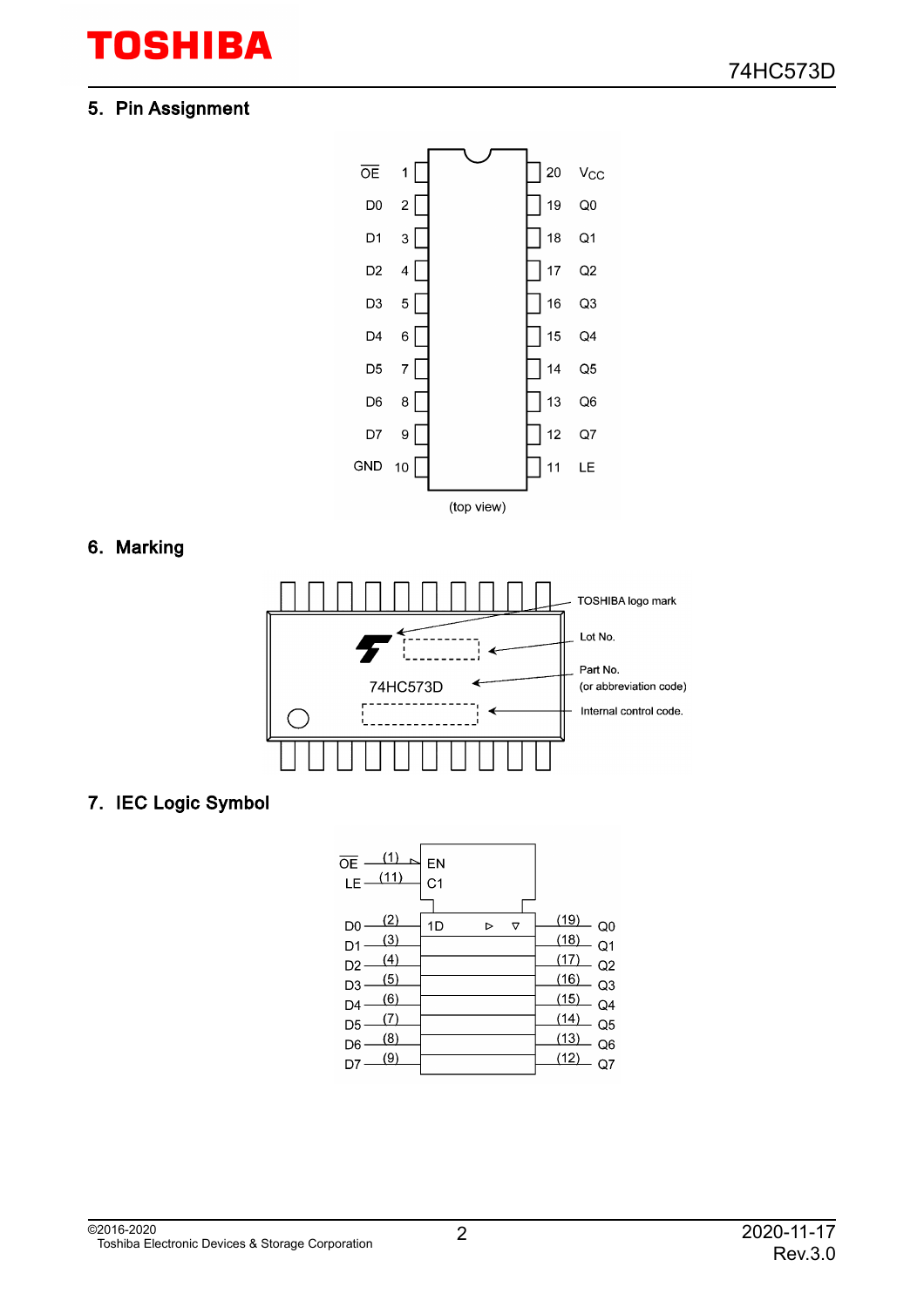## 5. Pin Assignment

| Pin | Name | Pin | Name |
|---|---|---|---|
| 1 | $\overline{OE}$ | 20 | $V_{CC}$ |
| 2 | D0 | 19 | Q0 |
| 3 | D1 | 18 | Q1 |
| 4 | D2 | 17 | Q2 |
| 5 | D3 | 16 | Q3 |
| 6 | D4 | 15 | Q4 |
| 7 | D5 | 14 | Q5 |
| 8 | D6 | 13 | Q6 |
| 9 | D7 | 12 | Q7 |
| 10 | GND | 11 | LE |

(top view)

## 6. Marking

74HC573D

TOSHIBA logo mark

Lot No.

Part No.
(or abbreviation code)

Internal control code.

## 7. IEC Logic Symbol

$\overline{OE}$ (1) EN

LE (11) C1

| Input | Pin | | Pin | Output |
|---|---|---|---|---|
| D0 | (2) | 1D | (19) | Q0 |
| D1 | (3) | | (18) | Q1 |
| D2 | (4) | | (17) | Q2 |
| D3 | (5) | | (16) | Q3 |
| D4 | (6) | | (15) | Q4 |
| D5 | (7) | | (14) | Q5 |
| D6 | (8) | | (13) | Q6 |
| D7 | (9) | | (12) | Q7 |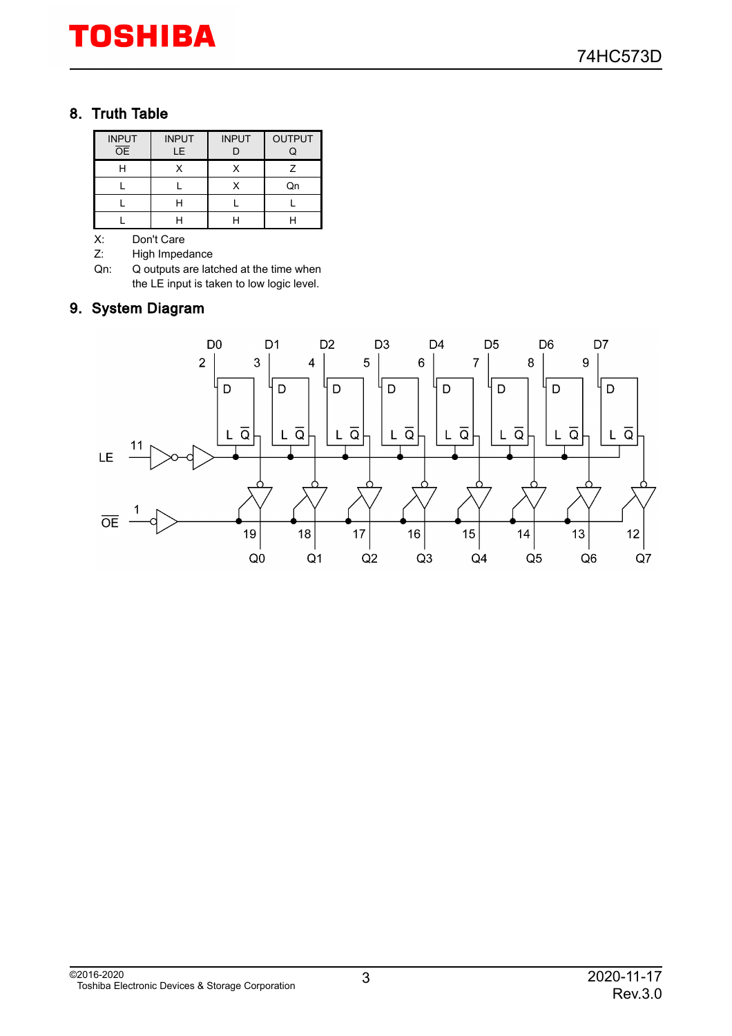## 8. Truth Table

| INPUT $\overline{OE}$ | INPUT LE | INPUT D | OUTPUT Q |
|---|---|---|---|
| H | X | X | Z |
| L | L | X | Qn |
| L | H | L | L |
| L | H | H | H |

X: Don't Care

Z: High Impedance

Qn: Q outputs are latched at the time when the LE input is taken to low logic level.

## 9. System Diagram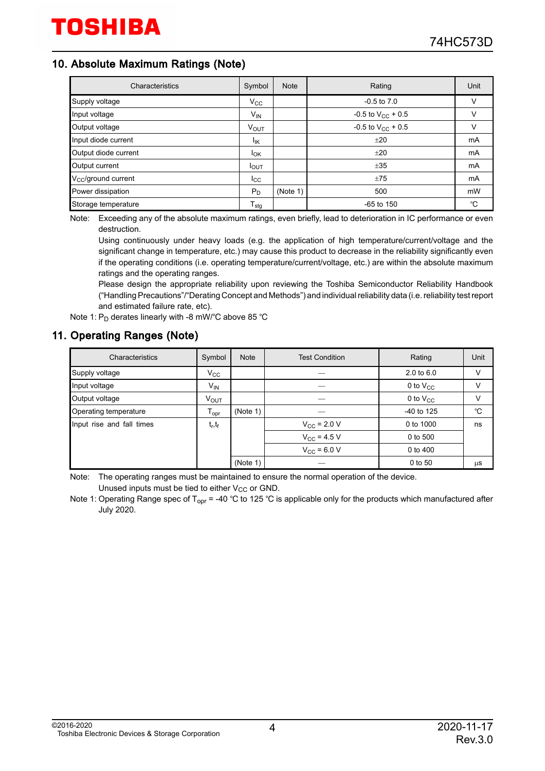## 10. Absolute Maximum Ratings (Note)

| Characteristics | Symbol | Note | Rating | Unit |
|---|---|---|---|---|
| Supply voltage | $V_{CC}$ | | -0.5 to 7.0 | V |
| Input voltage | $V_{IN}$ | | -0.5 to $V_{CC}$ + 0.5 | V |
| Output voltage | $V_{OUT}$ | | -0.5 to $V_{CC}$ + 0.5 | V |
| Input diode current | $I_{IK}$ | | ±20 | mA |
| Output diode current | $I_{OK}$ | | ±20 | mA |
| Output current | $I_{OUT}$ | | ±35 | mA |
| $V_{CC}$/ground current | $I_{CC}$ | | ±75 | mA |
| Power dissipation | $P_D$ | (Note 1) | 500 | mW |
| Storage temperature | $T_{stg}$ | | -65 to 150 | °C |

Note: Exceeding any of the absolute maximum ratings, even briefly, lead to deterioration in IC performance or even destruction.

Using continuously under heavy loads (e.g. the application of high temperature/current/voltage and the significant change in temperature, etc.) may cause this product to decrease in the reliability significantly even if the operating conditions (i.e. operating temperature/current/voltage, etc.) are within the absolute maximum ratings and the operating ranges.

Please design the appropriate reliability upon reviewing the Toshiba Semiconductor Reliability Handbook ("Handling Precautions"/"Derating Concept and Methods") and individual reliability data (i.e. reliability test report and estimated failure rate, etc).

Note 1: $P_D$ derates linearly with -8 mW/°C above 85 °C

## 11. Operating Ranges (Note)

| Characteristics | Symbol | Note | Test Condition | Rating | Unit |
|---|---|---|---|---|---|
| Supply voltage | $V_{CC}$ | | — | 2.0 to 6.0 | V |
| Input voltage | $V_{IN}$ | | — | 0 to $V_{CC}$ | V |
| Output voltage | $V_{OUT}$ | | — | 0 to $V_{CC}$ | V |
| Operating temperature | $T_{opr}$ | (Note 1) | — | -40 to 125 | °C |
| Input rise and fall times | $t_r$,$t_f$ | | $V_{CC}$ = 2.0 V | 0 to 1000 | ns |
| | | | $V_{CC}$ = 4.5 V | 0 to 500 | |
| | | | $V_{CC}$ = 6.0 V | 0 to 400 | |
| | | (Note 1) | — | 0 to 50 | μs |

Note: The operating ranges must be maintained to ensure the normal operation of the device.

Unused inputs must be tied to either $V_{CC}$ or GND.

Note 1: Operating Range spec of $T_{opr}$ = -40 °C to 125 °C is applicable only for the products which manufactured after July 2020.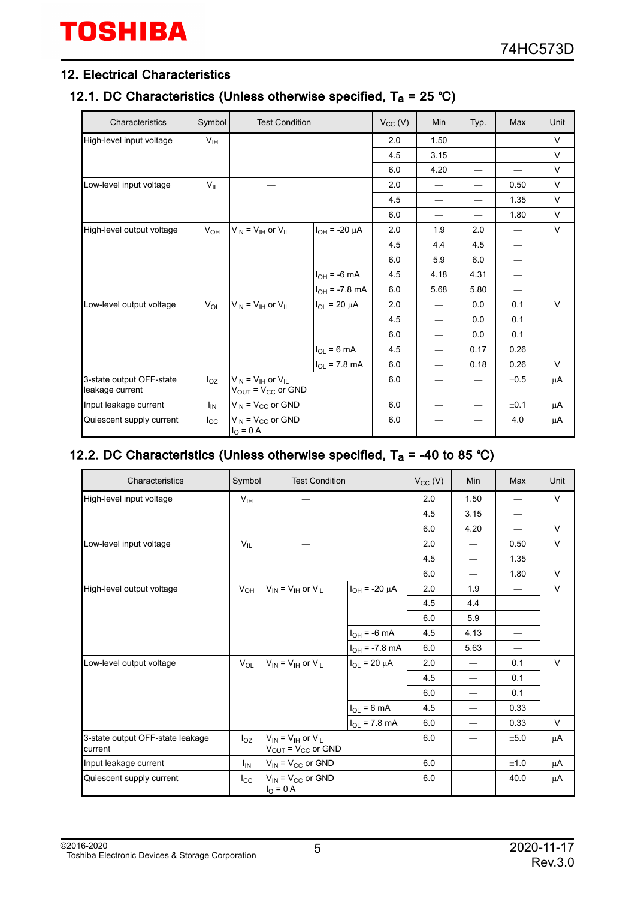## 12. Electrical Characteristics

### 12.1. DC Characteristics (Unless otherwise specified, $T_a$ = 25 °C)

| Characteristics | Symbol | Test Condition | | $V_{CC}$ (V) | Min | Typ. | Max | Unit |
|---|---|---|---|---|---|---|---|---|
| High-level input voltage | $V_{IH}$ | — | | 2.0 | 1.50 | — | — | V |
| | | | | 4.5 | 3.15 | — | — | V |
| | | | | 6.0 | 4.20 | — | — | V |
| Low-level input voltage | $V_{IL}$ | — | | 2.0 | — | — | 0.50 | V |
| | | | | 4.5 | — | — | 1.35 | V |
| | | | | 6.0 | — | — | 1.80 | V |
| High-level output voltage | $V_{OH}$ | $V_{IN}$ = $V_{IH}$ or $V_{IL}$ | $I_{OH}$ = -20 μA | 2.0 | 1.9 | 2.0 | — | V |
| | | | | 4.5 | 4.4 | 4.5 | — | |
| | | | | 6.0 | 5.9 | 6.0 | — | |
| | | | $I_{OH}$ = -6 mA | 4.5 | 4.18 | 4.31 | — | |
| | | | $I_{OH}$ = -7.8 mA | 6.0 | 5.68 | 5.80 | — | |
| Low-level output voltage | $V_{OL}$ | $V_{IN}$ = $V_{IH}$ or $V_{IL}$ | $I_{OL}$ = 20 μA | 2.0 | — | 0.0 | 0.1 | V |
| | | | | 4.5 | — | 0.0 | 0.1 | |
| | | | | 6.0 | — | 0.0 | 0.1 | |
| | | | $I_{OL}$ = 6 mA | 4.5 | — | 0.17 | 0.26 | |
| | | | $I_{OL}$ = 7.8 mA | 6.0 | — | 0.18 | 0.26 | V |
| 3-state output OFF-state leakage current | $I_{OZ}$ | $V_{IN}$ = $V_{IH}$ or $V_{IL}$<br>$V_{OUT}$ = $V_{CC}$ or GND | | 6.0 | — | — | ±0.5 | μA |
| Input leakage current | $I_{IN}$ | $V_{IN}$ = $V_{CC}$ or GND | | 6.0 | — | — | ±0.1 | μA |
| Quiescent supply current | $I_{CC}$ | $V_{IN}$ = $V_{CC}$ or GND<br>$I_O$ = 0 A | | 6.0 | — | — | 4.0 | μA |

### 12.2. DC Characteristics (Unless otherwise specified, $T_a$ = -40 to 85 °C)

| Characteristics | Symbol | Test Condition | | $V_{CC}$ (V) | Min | Max | Unit |
|---|---|---|---|---|---|---|---|
| High-level input voltage | $V_{IH}$ | — | | 2.0 | 1.50 | — | V |
| | | | | 4.5 | 3.15 | — | |
| | | | | 6.0 | 4.20 | — | V |
| Low-level input voltage | $V_{IL}$ | — | | 2.0 | — | 0.50 | V |
| | | | | 4.5 | — | 1.35 | |
| | | | | 6.0 | — | 1.80 | V |
| High-level output voltage | $V_{OH}$ | $V_{IN}$ = $V_{IH}$ or $V_{IL}$ | $I_{OH}$ = -20 μA | 2.0 | 1.9 | — | V |
| | | | | 4.5 | 4.4 | — | |
| | | | | 6.0 | 5.9 | — | |
| | | | $I_{OH}$ = -6 mA | 4.5 | 4.13 | — | |
| | | | $I_{OH}$ = -7.8 mA | 6.0 | 5.63 | — | |
| Low-level output voltage | $V_{OL}$ | $V_{IN}$ = $V_{IH}$ or $V_{IL}$ | $I_{OL}$ = 20 μA | 2.0 | — | 0.1 | V |
| | | | | 4.5 | — | 0.1 | |
| | | | | 6.0 | — | 0.1 | |
| | | | $I_{OL}$ = 6 mA | 4.5 | — | 0.33 | |
| | | | $I_{OL}$ = 7.8 mA | 6.0 | — | 0.33 | V |
| 3-state output OFF-state leakage current | $I_{OZ}$ | $V_{IN}$ = $V_{IH}$ or $V_{IL}$<br>$V_{OUT}$ = $V_{CC}$ or GND | | 6.0 | — | ±5.0 | μA |
| Input leakage current | $I_{IN}$ | $V_{IN}$ = $V_{CC}$ or GND | | 6.0 | — | ±1.0 | μA |
| Quiescent supply current | $I_{CC}$ | $V_{IN}$ = $V_{CC}$ or GND<br>$I_O$ = 0 A | | 6.0 | — | 40.0 | μA |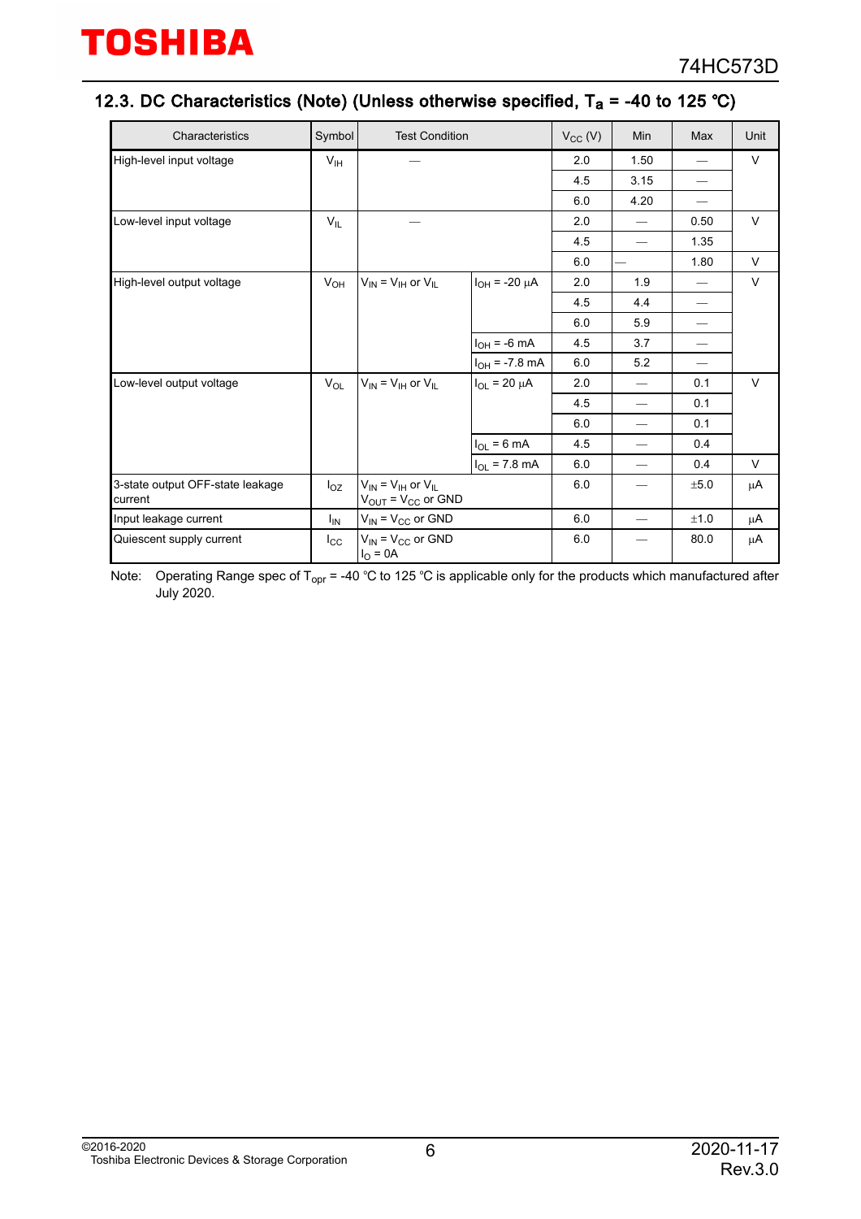## 12.3. DC Characteristics (Note) (Unless otherwise specified, $T_a$ = -40 to 125 °C)

| Characteristics | Symbol | Test Condition | | $V_{CC}$ (V) | Min | Max | Unit |
|---|---|---|---|---|---|---|---|
| High-level input voltage | $V_{IH}$ | — | | 2.0 | 1.50 | — | V |
| | | | | 4.5 | 3.15 | — | |
| | | | | 6.0 | 4.20 | — | |
| Low-level input voltage | $V_{IL}$ | — | | 2.0 | — | 0.50 | V |
| | | | | 4.5 | — | 1.35 | |
| | | | | 6.0 | — | 1.80 | V |
| High-level output voltage | $V_{OH}$ | $V_{IN}$ = $V_{IH}$ or $V_{IL}$ | $I_{OH}$ = -20 μA | 2.0 | 1.9 | — | V |
| | | | | 4.5 | 4.4 | — | |
| | | | | 6.0 | 5.9 | — | |
| | | | $I_{OH}$ = -6 mA | 4.5 | 3.7 | — | |
| | | | $I_{OH}$ = -7.8 mA | 6.0 | 5.2 | — | |
| Low-level output voltage | $V_{OL}$ | $V_{IN}$ = $V_{IH}$ or $V_{IL}$ | $I_{OL}$ = 20 μA | 2.0 | — | 0.1 | V |
| | | | | 4.5 | — | 0.1 | |
| | | | | 6.0 | — | 0.1 | |
| | | | $I_{OL}$ = 6 mA | 4.5 | — | 0.4 | |
| | | | $I_{OL}$ = 7.8 mA | 6.0 | — | 0.4 | V |
| 3-state output OFF-state leakage current | $I_{OZ}$ | $V_{IN}$ = $V_{IH}$ or $V_{IL}$ $V_{OUT}$ = $V_{CC}$ or GND | | 6.0 | — | ±5.0 | μA |
| Input leakage current | $I_{IN}$ | $V_{IN}$ = $V_{CC}$ or GND | | 6.0 | — | ±1.0 | μA |
| Quiescent supply current | $I_{CC}$ | $V_{IN}$ = $V_{CC}$ or GND $I_O$ = 0A | | 6.0 | — | 80.0 | μA |

Note: Operating Range spec of $T_{opr}$ = -40 °C to 125 °C is applicable only for the products which manufactured after July 2020.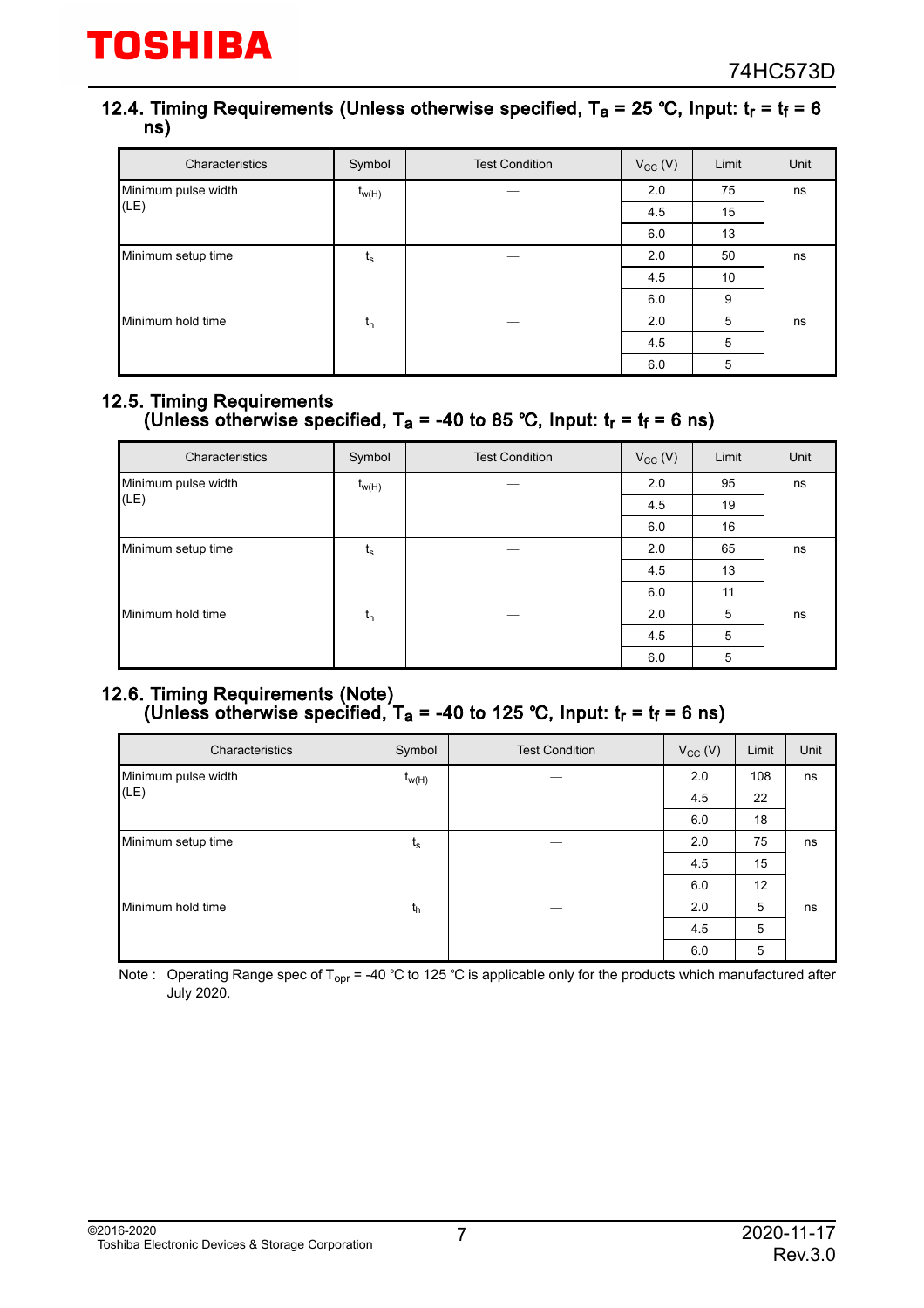### 12.4. Timing Requirements (Unless otherwise specified, $T_a$ = 25 °C, Input: $t_r$ = $t_f$ = 6 ns)

| Characteristics | Symbol | Test Condition | $V_{CC}$ (V) | Limit | Unit |
|---|---|---|---|---|---|
| Minimum pulse width (LE) | $t_{w(H)}$ | — | 2.0 | 75 | ns |
| | | | 4.5 | 15 | |
| | | | 6.0 | 13 | |
| Minimum setup time | $t_s$ | — | 2.0 | 50 | ns |
| | | | 4.5 | 10 | |
| | | | 6.0 | 9 | |
| Minimum hold time | $t_h$ | — | 2.0 | 5 | ns |
| | | | 4.5 | 5 | |
| | | | 6.0 | 5 | |

### 12.5. Timing Requirements (Unless otherwise specified, $T_a$ = -40 to 85 °C, Input: $t_r$ = $t_f$ = 6 ns)

| Characteristics | Symbol | Test Condition | $V_{CC}$ (V) | Limit | Unit |
|---|---|---|---|---|---|
| Minimum pulse width (LE) | $t_{w(H)}$ | — | 2.0 | 95 | ns |
| | | | 4.5 | 19 | |
| | | | 6.0 | 16 | |
| Minimum setup time | $t_s$ | — | 2.0 | 65 | ns |
| | | | 4.5 | 13 | |
| | | | 6.0 | 11 | |
| Minimum hold time | $t_h$ | — | 2.0 | 5 | ns |
| | | | 4.5 | 5 | |
| | | | 6.0 | 5 | |

### 12.6. Timing Requirements (Note) (Unless otherwise specified, $T_a$ = -40 to 125 °C, Input: $t_r$ = $t_f$ = 6 ns)

| Characteristics | Symbol | Test Condition | $V_{CC}$ (V) | Limit | Unit |
|---|---|---|---|---|---|
| Minimum pulse width (LE) | $t_{w(H)}$ | — | 2.0 | 108 | ns |
| | | | 4.5 | 22 | |
| | | | 6.0 | 18 | |
| Minimum setup time | $t_s$ | — | 2.0 | 75 | ns |
| | | | 4.5 | 15 | |
| | | | 6.0 | 12 | |
| Minimum hold time | $t_h$ | — | 2.0 | 5 | ns |
| | | | 4.5 | 5 | |
| | | | 6.0 | 5 | |

Note : Operating Range spec of $T_{opr}$ = -40 °C to 125 °C is applicable only for the products which manufactured after July 2020.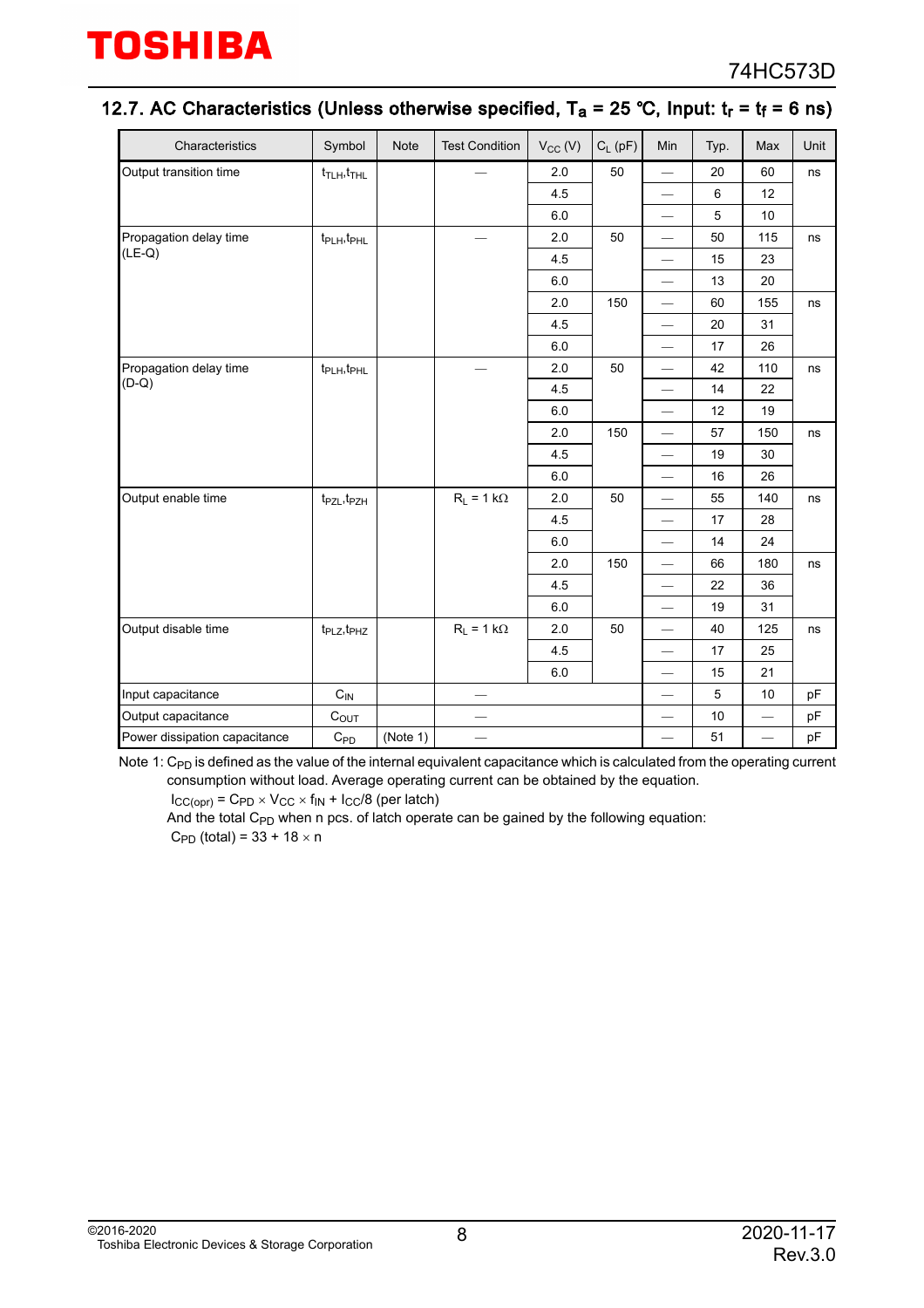## 12.7. AC Characteristics (Unless otherwise specified, $T_a$ = 25 °C, Input: $t_r$ = $t_f$ = 6 ns)

| Characteristics | Symbol | Note | Test Condition | $V_{CC}$ (V) | $C_L$ (pF) | Min | Typ. | Max | Unit |
|---|---|---|---|---|---|---|---|---|---|
| Output transition time | $t_{TLH}$,$t_{THL}$ | | — | 2.0 | 50 | — | 20 | 60 | ns |
| | | | | 4.5 | | — | 6 | 12 | |
| | | | | 6.0 | | — | 5 | 10 | |
| Propagation delay time (LE-Q) | $t_{PLH}$,$t_{PHL}$ | | — | 2.0 | 50 | — | 50 | 115 | ns |
| | | | | 4.5 | | — | 15 | 23 | |
| | | | | 6.0 | | — | 13 | 20 | |
| | | | | 2.0 | 150 | — | 60 | 155 | ns |
| | | | | 4.5 | | — | 20 | 31 | |
| | | | | 6.0 | | — | 17 | 26 | |
| Propagation delay time (D-Q) | $t_{PLH}$,$t_{PHL}$ | | — | 2.0 | 50 | — | 42 | 110 | ns |
| | | | | 4.5 | | — | 14 | 22 | |
| | | | | 6.0 | | — | 12 | 19 | |
| | | | | 2.0 | 150 | — | 57 | 150 | ns |
| | | | | 4.5 | | — | 19 | 30 | |
| | | | | 6.0 | | — | 16 | 26 | |
| Output enable time | $t_{PZL}$,$t_{PZH}$ | | $R_L$ = 1 kΩ | 2.0 | 50 | — | 55 | 140 | ns |
| | | | | 4.5 | | — | 17 | 28 | |
| | | | | 6.0 | | — | 14 | 24 | |
| | | | | 2.0 | 150 | — | 66 | 180 | ns |
| | | | | 4.5 | | — | 22 | 36 | |
| | | | | 6.0 | | — | 19 | 31 | |
| Output disable time | $t_{PLZ}$,$t_{PHZ}$ | | $R_L$ = 1 kΩ | 2.0 | 50 | — | 40 | 125 | ns |
| | | | | 4.5 | | — | 17 | 25 | |
| | | | | 6.0 | | — | 15 | 21 | |
| Input capacitance | $C_{IN}$ | | — | | | — | 5 | 10 | pF |
| Output capacitance | $C_{OUT}$ | | — | | | — | 10 | — | pF |
| Power dissipation capacitance | $C_{PD}$ | (Note 1) | — | | | — | 51 | — | pF |

Note 1: $C_{PD}$ is defined as the value of the internal equivalent capacitance which is calculated from the operating current consumption without load. Average operating current can be obtained by the equation.

$I_{CC(opr)} = C_{PD} \times V_{CC} \times f_{IN} + I_{CC}/8$ (per latch)

And the total $C_{PD}$ when n pcs. of latch operate can be gained by the following equation:

$C_{PD}$ (total) = 33 + 18 × n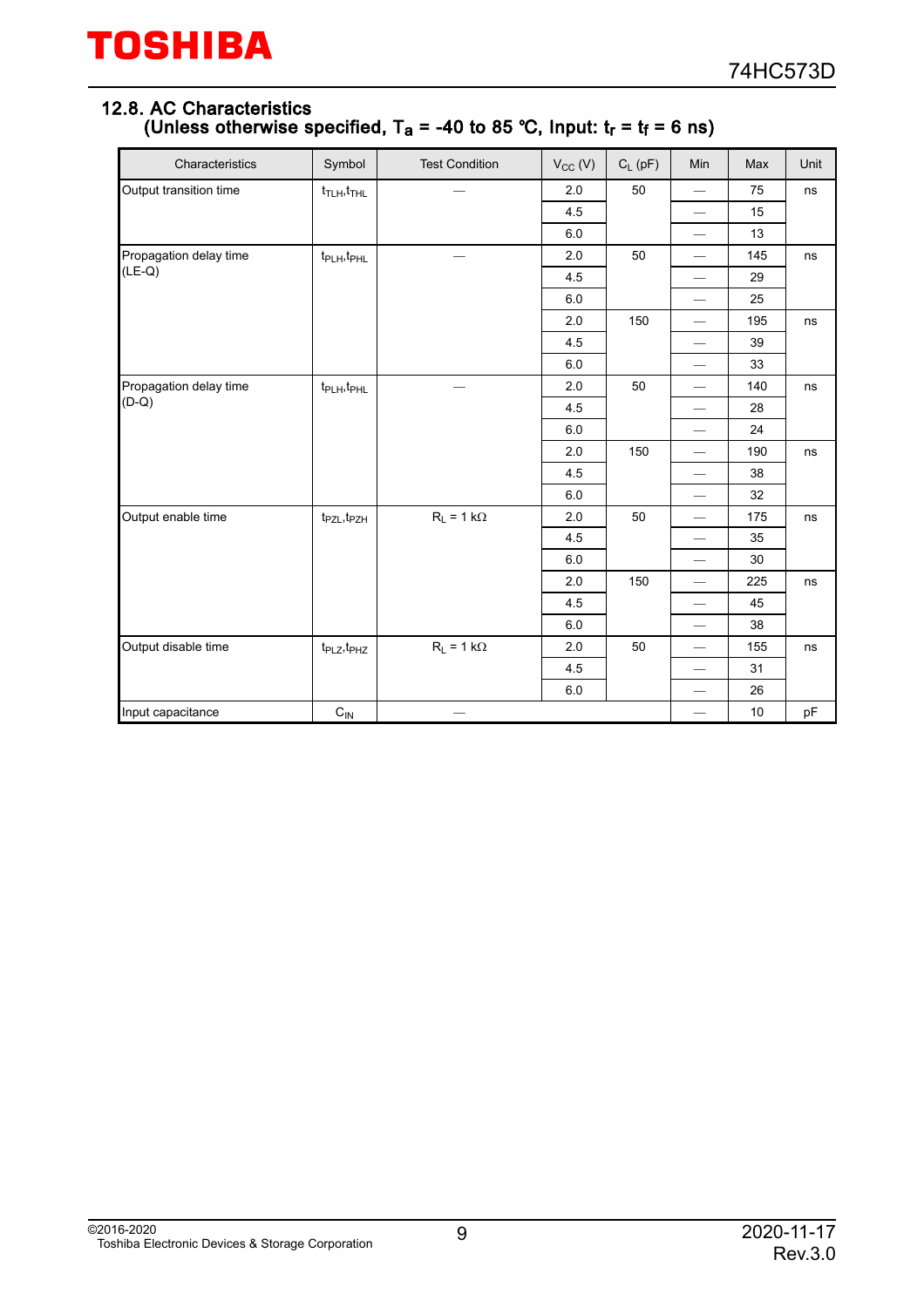## 12.8. AC Characteristics
### (Unless otherwise specified, $T_a$ = -40 to 85 °C, Input: $t_r = t_f$ = 6 ns)

| Characteristics | Symbol | Test Condition | $V_{CC}$ (V) | $C_L$ (pF) | Min | Max | Unit |
|---|---|---|---|---|---|---|---|
| Output transition time | $t_{TLH}$,$t_{THL}$ | — | 2.0 | 50 | — | 75 | ns |
| | | | 4.5 | | — | 15 | |
| | | | 6.0 | | — | 13 | |
| Propagation delay time (LE-Q) | $t_{PLH}$,$t_{PHL}$ | — | 2.0 | 50 | — | 145 | ns |
| | | | 4.5 | | — | 29 | |
| | | | 6.0 | | — | 25 | |
| | | | 2.0 | 150 | — | 195 | ns |
| | | | 4.5 | | — | 39 | |
| | | | 6.0 | | — | 33 | |
| Propagation delay time (D-Q) | $t_{PLH}$,$t_{PHL}$ | — | 2.0 | 50 | — | 140 | ns |
| | | | 4.5 | | — | 28 | |
| | | | 6.0 | | — | 24 | |
| | | | 2.0 | 150 | — | 190 | ns |
| | | | 4.5 | | — | 38 | |
| | | | 6.0 | | — | 32 | |
| Output enable time | $t_{PZL}$,$t_{PZH}$ | $R_L$ = 1 kΩ | 2.0 | 50 | — | 175 | ns |
| | | | 4.5 | | — | 35 | |
| | | | 6.0 | | — | 30 | |
| | | | 2.0 | 150 | — | 225 | ns |
| | | | 4.5 | | — | 45 | |
| | | | 6.0 | | — | 38 | |
| Output disable time | $t_{PLZ}$,$t_{PHZ}$ | $R_L$ = 1 kΩ | 2.0 | 50 | — | 155 | ns |
| | | | 4.5 | | — | 31 | |
| | | | 6.0 | | — | 26 | |
| Input capacitance | $C_{IN}$ | — | | | — | 10 | pF |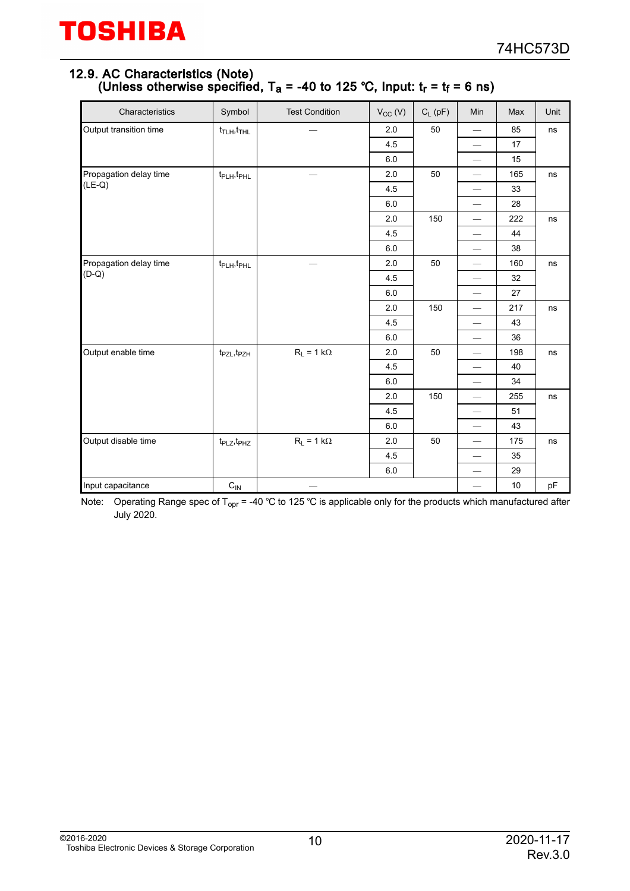## 12.9. AC Characteristics (Note)
### (Unless otherwise specified, $T_a$ = -40 to 125 °C, Input: $t_r$ = $t_f$ = 6 ns)

| Characteristics | Symbol | Test Condition | $V_{CC}$ (V) | $C_L$ (pF) | Min | Max | Unit |
|---|---|---|---|---|---|---|---|
| Output transition time | $t_{TLH}$,$t_{THL}$ | — | 2.0 | 50 | — | 85 | ns |
| | | | 4.5 | | — | 17 | |
| | | | 6.0 | | — | 15 | |
| Propagation delay time (LE-Q) | $t_{PLH}$,$t_{PHL}$ | — | 2.0 | 50 | — | 165 | ns |
| | | | 4.5 | | — | 33 | |
| | | | 6.0 | | — | 28 | |
| | | | 2.0 | 150 | — | 222 | ns |
| | | | 4.5 | | — | 44 | |
| | | | 6.0 | | — | 38 | |
| Propagation delay time (D-Q) | $t_{PLH}$,$t_{PHL}$ | — | 2.0 | 50 | — | 160 | ns |
| | | | 4.5 | | — | 32 | |
| | | | 6.0 | | — | 27 | |
| | | | 2.0 | 150 | — | 217 | ns |
| | | | 4.5 | | — | 43 | |
| | | | 6.0 | | — | 36 | |
| Output enable time | $t_{PZL}$,$t_{PZH}$ | $R_L$ = 1 kΩ | 2.0 | 50 | — | 198 | ns |
| | | | 4.5 | | — | 40 | |
| | | | 6.0 | | — | 34 | |
| | | | 2.0 | 150 | — | 255 | ns |
| | | | 4.5 | | — | 51 | |
| | | | 6.0 | | — | 43 | |
| Output disable time | $t_{PLZ}$,$t_{PHZ}$ | $R_L$ = 1 kΩ | 2.0 | 50 | — | 175 | ns |
| | | | 4.5 | | — | 35 | |
| | | | 6.0 | | — | 29 | |
| Input capacitance | $C_{IN}$ | — | | | — | 10 | pF |

Note: Operating Range spec of $T_{opr}$ = -40 °C to 125 °C is applicable only for the products which manufactured after July 2020.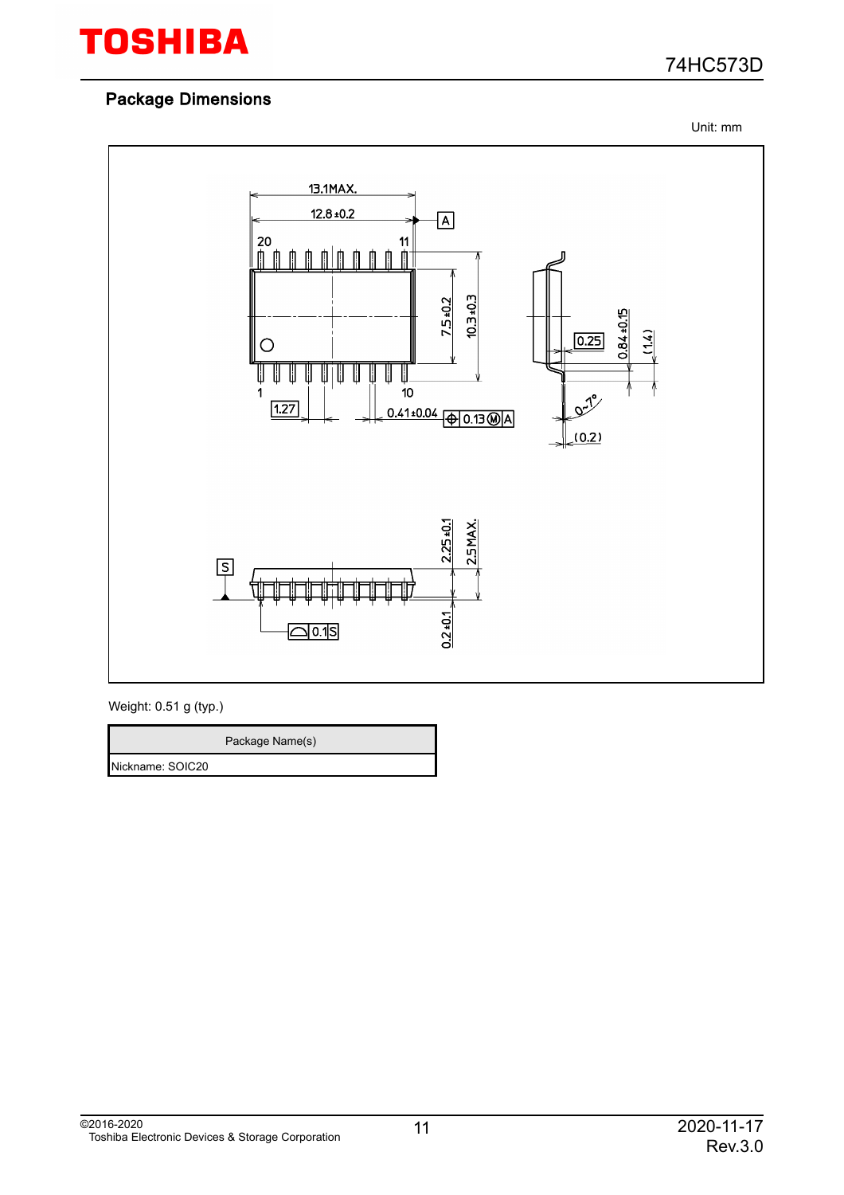## Package Dimensions

Unit: mm

Weight: 0.51 g (typ.)

| Package Name(s) |
| --- |
| Nickname: SOIC20 |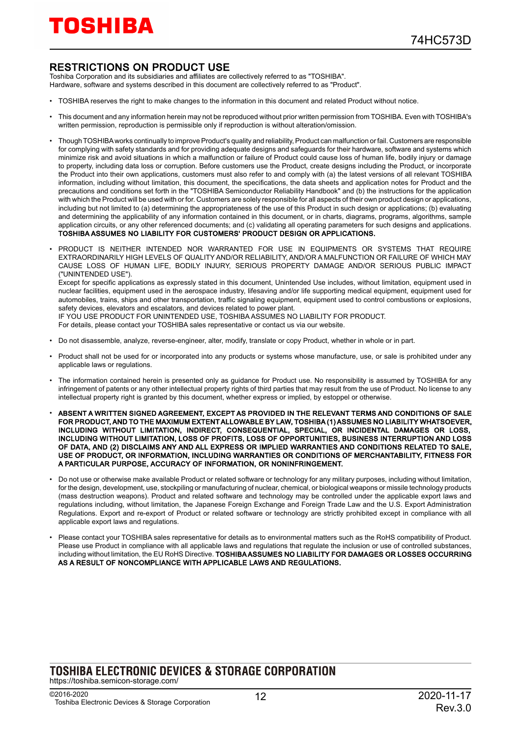## RESTRICTIONS ON PRODUCT USE

Toshiba Corporation and its subsidiaries and affiliates are collectively referred to as "TOSHIBA".
Hardware, software and systems described in this document are collectively referred to as "Product".

- TOSHIBA reserves the right to make changes to the information in this document and related Product without notice.
- This document and any information herein may not be reproduced without prior written permission from TOSHIBA. Even with TOSHIBA's written permission, reproduction is permissible only if reproduction is without alteration/omission.
- Though TOSHIBA works continually to improve Product's quality and reliability, Product can malfunction or fail. Customers are responsible for complying with safety standards and for providing adequate designs and safeguards for their hardware, software and systems which minimize risk and avoid situations in which a malfunction or failure of Product could cause loss of human life, bodily injury or damage to property, including data loss or corruption. Before customers use the Product, create designs including the Product, or incorporate the Product into their own applications, customers must also refer to and comply with (a) the latest versions of all relevant TOSHIBA information, including without limitation, this document, the specifications, the data sheets and application notes for Product and the precautions and conditions set forth in the "TOSHIBA Semiconductor Reliability Handbook" and (b) the instructions for the application with which the Product will be used with or for. Customers are solely responsible for all aspects of their own product design or applications, including but not limited to (a) determining the appropriateness of the use of this Product in such design or applications; (b) evaluating and determining the applicability of any information contained in this document, or in charts, diagrams, programs, algorithms, sample application circuits, or any other referenced documents; and (c) validating all operating parameters for such designs and applications. **TOSHIBA ASSUMES NO LIABILITY FOR CUSTOMERS' PRODUCT DESIGN OR APPLICATIONS.**
- PRODUCT IS NEITHER INTENDED NOR WARRANTED FOR USE IN EQUIPMENTS OR SYSTEMS THAT REQUIRE EXTRAORDINARILY HIGH LEVELS OF QUALITY AND/OR RELIABILITY, AND/OR A MALFUNCTION OR FAILURE OF WHICH MAY CAUSE LOSS OF HUMAN LIFE, BODILY INJURY, SERIOUS PROPERTY DAMAGE AND/OR SERIOUS PUBLIC IMPACT ("UNINTENDED USE").
  Except for specific applications as expressly stated in this document, Unintended Use includes, without limitation, equipment used in nuclear facilities, equipment used in the aerospace industry, lifesaving and/or life supporting medical equipment, equipment used for automobiles, trains, ships and other transportation, traffic signaling equipment, equipment used to control combustions or explosions, safety devices, elevators and escalators, and devices related to power plant.
  IF YOU USE PRODUCT FOR UNINTENDED USE, TOSHIBA ASSUMES NO LIABILITY FOR PRODUCT.
  For details, please contact your TOSHIBA sales representative or contact us via our website.
- Do not disassemble, analyze, reverse-engineer, alter, modify, translate or copy Product, whether in whole or in part.
- Product shall not be used for or incorporated into any products or systems whose manufacture, use, or sale is prohibited under any applicable laws or regulations.
- The information contained herein is presented only as guidance for Product use. No responsibility is assumed by TOSHIBA for any infringement of patents or any other intellectual property rights of third parties that may result from the use of Product. No license to any intellectual property right is granted by this document, whether express or implied, by estoppel or otherwise.
- **ABSENT A WRITTEN SIGNED AGREEMENT, EXCEPT AS PROVIDED IN THE RELEVANT TERMS AND CONDITIONS OF SALE FOR PRODUCT, AND TO THE MAXIMUM EXTENT ALLOWABLE BY LAW, TOSHIBA (1) ASSUMES NO LIABILITY WHATSOEVER, INCLUDING WITHOUT LIMITATION, INDIRECT, CONSEQUENTIAL, SPECIAL, OR INCIDENTAL DAMAGES OR LOSS, INCLUDING WITHOUT LIMITATION, LOSS OF PROFITS, LOSS OF OPPORTUNITIES, BUSINESS INTERRUPTION AND LOSS OF DATA, AND (2) DISCLAIMS ANY AND ALL EXPRESS OR IMPLIED WARRANTIES AND CONDITIONS RELATED TO SALE, USE OF PRODUCT, OR INFORMATION, INCLUDING WARRANTIES OR CONDITIONS OF MERCHANTABILITY, FITNESS FOR A PARTICULAR PURPOSE, ACCURACY OF INFORMATION, OR NONINFRINGEMENT.**
- Do not use or otherwise make available Product or related software or technology for any military purposes, including without limitation, for the design, development, use, stockpiling or manufacturing of nuclear, chemical, or biological weapons or missile technology products (mass destruction weapons). Product and related software and technology may be controlled under the applicable export laws and regulations including, without limitation, the Japanese Foreign Exchange and Foreign Trade Law and the U.S. Export Administration Regulations. Export and re-export of Product or related software or technology are strictly prohibited except in compliance with all applicable export laws and regulations.
- Please contact your TOSHIBA sales representative for details as to environmental matters such as the RoHS compatibility of Product. Please use Product in compliance with all applicable laws and regulations that regulate the inclusion or use of controlled substances, including without limitation, the EU RoHS Directive. **TOSHIBA ASSUMES NO LIABILITY FOR DAMAGES OR LOSSES OCCURRING AS A RESULT OF NONCOMPLIANCE WITH APPLICABLE LAWS AND REGULATIONS.**

**TOSHIBA ELECTRONIC DEVICES & STORAGE CORPORATION**

https://toshiba.semicon-storage.com/